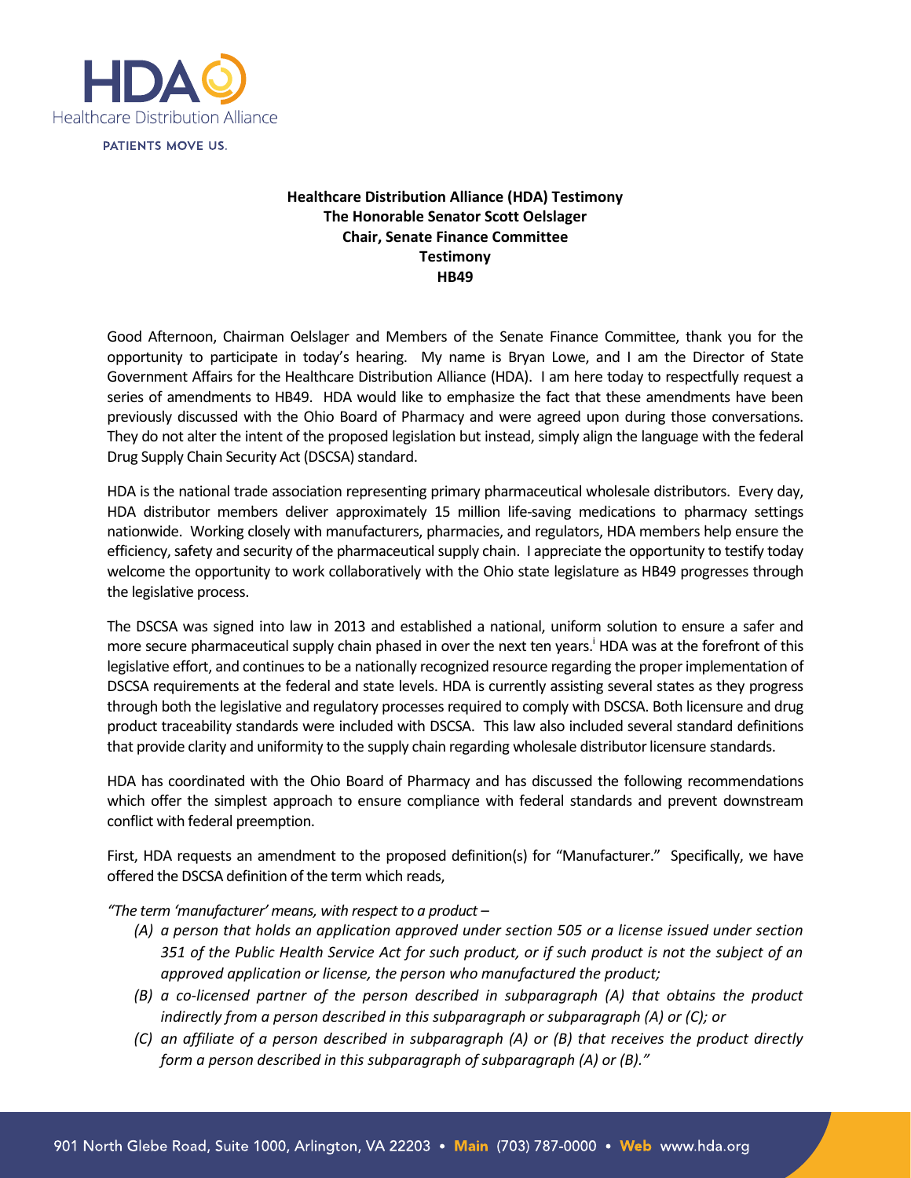HDA Healthcare Distribution Alliance

PATIENTS MOVE US.

**Healthcare Distribution Alliance (HDA) Testimony**
**The Honorable Senator Scott Oelslager**
**Chair, Senate Finance Committee**
**Testimony**
**HB49**

Good Afternoon, Chairman Oelslager and Members of the Senate Finance Committee, thank you for the opportunity to participate in today's hearing. My name is Bryan Lowe, and I am the Director of State Government Affairs for the Healthcare Distribution Alliance (HDA). I am here today to respectfully request a series of amendments to HB49. HDA would like to emphasize the fact that these amendments have been previously discussed with the Ohio Board of Pharmacy and were agreed upon during those conversations. They do not alter the intent of the proposed legislation but instead, simply align the language with the federal Drug Supply Chain Security Act (DSCSA) standard.

HDA is the national trade association representing primary pharmaceutical wholesale distributors. Every day, HDA distributor members deliver approximately 15 million life-saving medications to pharmacy settings nationwide. Working closely with manufacturers, pharmacies, and regulators, HDA members help ensure the efficiency, safety and security of the pharmaceutical supply chain. I appreciate the opportunity to testify today welcome the opportunity to work collaboratively with the Ohio state legislature as HB49 progresses through the legislative process.

The DSCSA was signed into law in 2013 and established a national, uniform solution to ensure a safer and more secure pharmaceutical supply chain phased in over the next ten years.[i] HDA was at the forefront of this legislative effort, and continues to be a nationally recognized resource regarding the proper implementation of DSCSA requirements at the federal and state levels. HDA is currently assisting several states as they progress through both the legislative and regulatory processes required to comply with DSCSA. Both licensure and drug product traceability standards were included with DSCSA. This law also included several standard definitions that provide clarity and uniformity to the supply chain regarding wholesale distributor licensure standards.

HDA has coordinated with the Ohio Board of Pharmacy and has discussed the following recommendations which offer the simplest approach to ensure compliance with federal standards and prevent downstream conflict with federal preemption.

First, HDA requests an amendment to the proposed definition(s) for "Manufacturer." Specifically, we have offered the DSCSA definition of the term which reads,

*"The term 'manufacturer' means, with respect to a product –*

- *(A) a person that holds an application approved under section 505 or a license issued under section 351 of the Public Health Service Act for such product, or if such product is not the subject of an approved application or license, the person who manufactured the product;*
- *(B) a co-licensed partner of the person described in subparagraph (A) that obtains the product indirectly from a person described in this subparagraph or subparagraph (A) or (C); or*
- *(C) an affiliate of a person described in subparagraph (A) or (B) that receives the product directly form a person described in this subparagraph of subparagraph (A) or (B)."*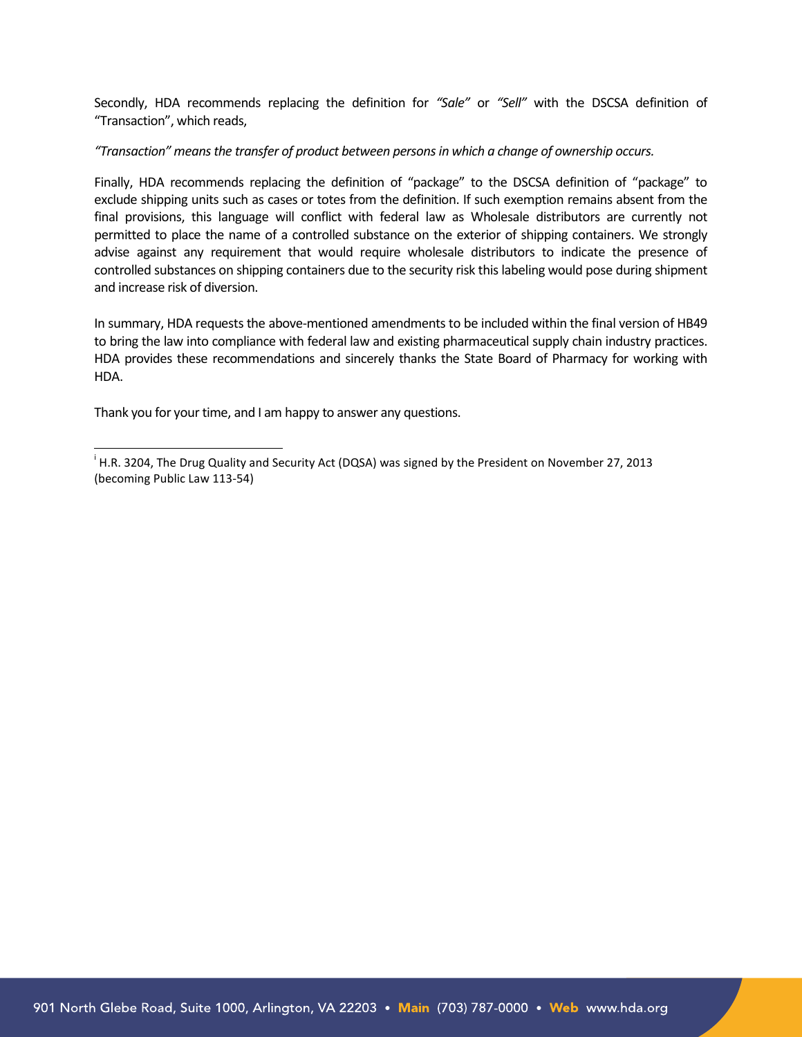Secondly, HDA recommends replacing the definition for *"Sale"* or *"Sell"* with the DSCSA definition of "Transaction", which reads,

*"Transaction" means the transfer of product between persons in which a change of ownership occurs.*

Finally, HDA recommends replacing the definition of "package" to the DSCSA definition of "package" to exclude shipping units such as cases or totes from the definition. If such exemption remains absent from the final provisions, this language will conflict with federal law as Wholesale distributors are currently not permitted to place the name of a controlled substance on the exterior of shipping containers. We strongly advise against any requirement that would require wholesale distributors to indicate the presence of controlled substances on shipping containers due to the security risk this labeling would pose during shipment and increase risk of diversion.

In summary, HDA requests the above-mentioned amendments to be included within the final version of HB49 to bring the law into compliance with federal law and existing pharmaceutical supply chain industry practices. HDA provides these recommendations and sincerely thanks the State Board of Pharmacy for working with HDA.

Thank you for your time, and I am happy to answer any questions.

---

[i] H.R. 3204, The Drug Quality and Security Act (DQSA) was signed by the President on November 27, 2013 (becoming Public Law 113-54)

901 North Glebe Road, Suite 1000, Arlington, VA 22203 • Main (703) 787-0000 • Web www.hda.org